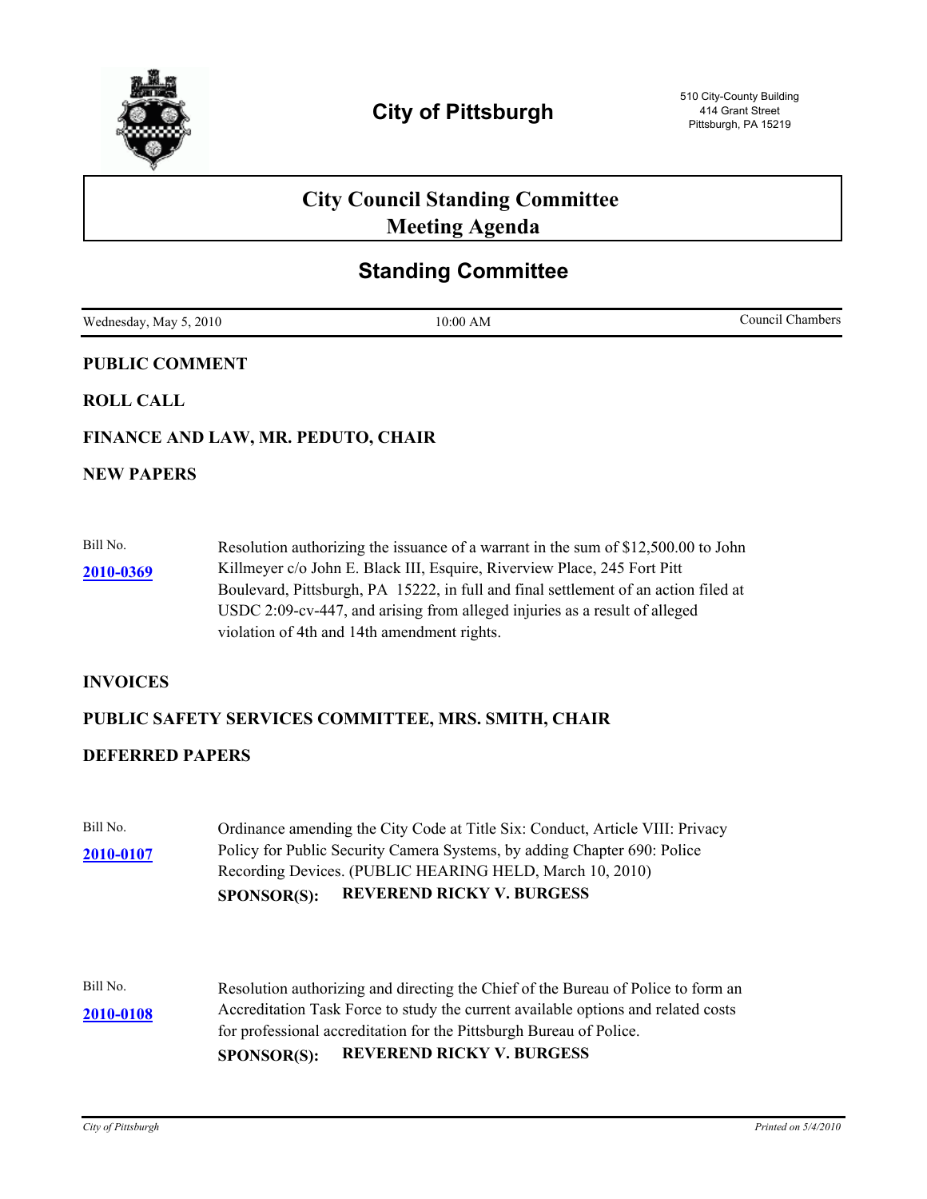# City of Pittsburgh

510 City-County Building
414 Grant Street
Pittsburgh, PA 15219

## City Council Standing Committee Meeting Agenda

## Standing Committee

Wednesday, May 5, 2010 | 10:00 AM | Council Chambers

**PUBLIC COMMENT**

**ROLL CALL**

**FINANCE AND LAW, MR. PEDUTO, CHAIR**

**NEW PAPERS**

Bill No. **2010-0369**

Resolution authorizing the issuance of a warrant in the sum of $12,500.00 to John Killmeyer c/o John E. Black III, Esquire, Riverview Place, 245 Fort Pitt Boulevard, Pittsburgh, PA 15222, in full and final settlement of an action filed at USDC 2:09-cv-447, and arising from alleged injuries as a result of alleged violation of 4th and 14th amendment rights.

**INVOICES**

**PUBLIC SAFETY SERVICES COMMITTEE, MRS. SMITH, CHAIR**

**DEFERRED PAPERS**

Bill No. **2010-0107**

Ordinance amending the City Code at Title Six: Conduct, Article VIII: Privacy Policy for Public Security Camera Systems, by adding Chapter 690: Police Recording Devices. (PUBLIC HEARING HELD, March 10, 2010)

**SPONSOR(S): REVEREND RICKY V. BURGESS**

Bill No. **2010-0108**

Resolution authorizing and directing the Chief of the Bureau of Police to form an Accreditation Task Force to study the current available options and related costs for professional accreditation for the Pittsburgh Bureau of Police.

**SPONSOR(S): REVEREND RICKY V. BURGESS**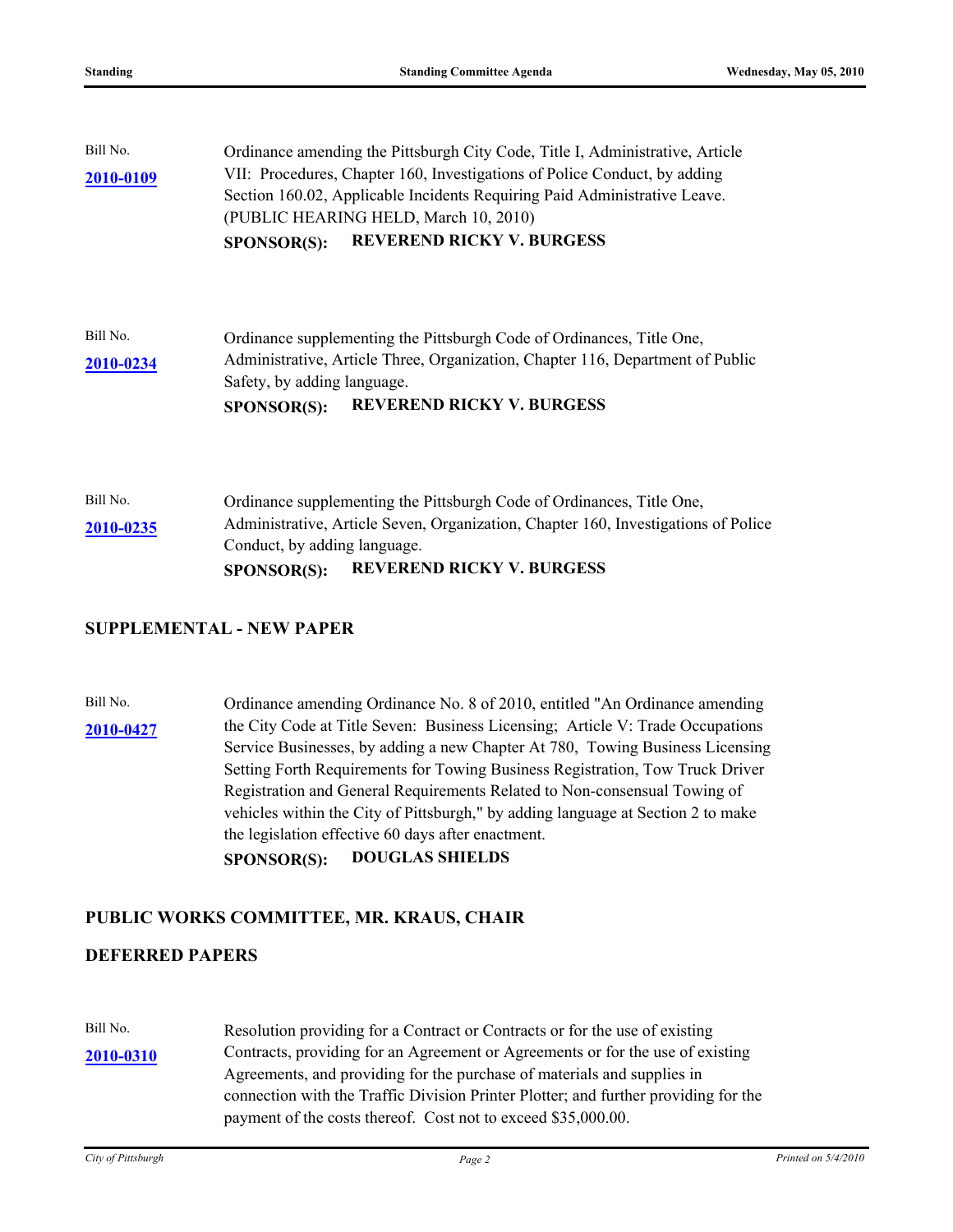Bill No. **2010-0109**

Ordinance amending the Pittsburgh City Code, Title I, Administrative, Article VII: Procedures, Chapter 160, Investigations of Police Conduct, by adding Section 160.02, Applicable Incidents Requiring Paid Administrative Leave. (PUBLIC HEARING HELD, March 10, 2010)

**SPONSOR(S): REVEREND RICKY V. BURGESS**

Bill No. **2010-0234**

Ordinance supplementing the Pittsburgh Code of Ordinances, Title One, Administrative, Article Three, Organization, Chapter 116, Department of Public Safety, by adding language.

**SPONSOR(S): REVEREND RICKY V. BURGESS**

Bill No. **2010-0235**

Ordinance supplementing the Pittsburgh Code of Ordinances, Title One, Administrative, Article Seven, Organization, Chapter 160, Investigations of Police Conduct, by adding language.

**SPONSOR(S): REVEREND RICKY V. BURGESS**

## SUPPLEMENTAL - NEW PAPER

Bill No. **2010-0427**

Ordinance amending Ordinance No. 8 of 2010, entitled "An Ordinance amending the City Code at Title Seven: Business Licensing; Article V: Trade Occupations Service Businesses, by adding a new Chapter At 780, Towing Business Licensing Setting Forth Requirements for Towing Business Registration, Tow Truck Driver Registration and General Requirements Related to Non-consensual Towing of vehicles within the City of Pittsburgh," by adding language at Section 2 to make the legislation effective 60 days after enactment.

**SPONSOR(S): DOUGLAS SHIELDS**

## PUBLIC WORKS COMMITTEE, MR. KRAUS, CHAIR

## DEFERRED PAPERS

Bill No. **2010-0310**

Resolution providing for a Contract or Contracts or for the use of existing Contracts, providing for an Agreement or Agreements or for the use of existing Agreements, and providing for the purchase of materials and supplies in connection with the Traffic Division Printer Plotter; and further providing for the payment of the costs thereof. Cost not to exceed $35,000.00.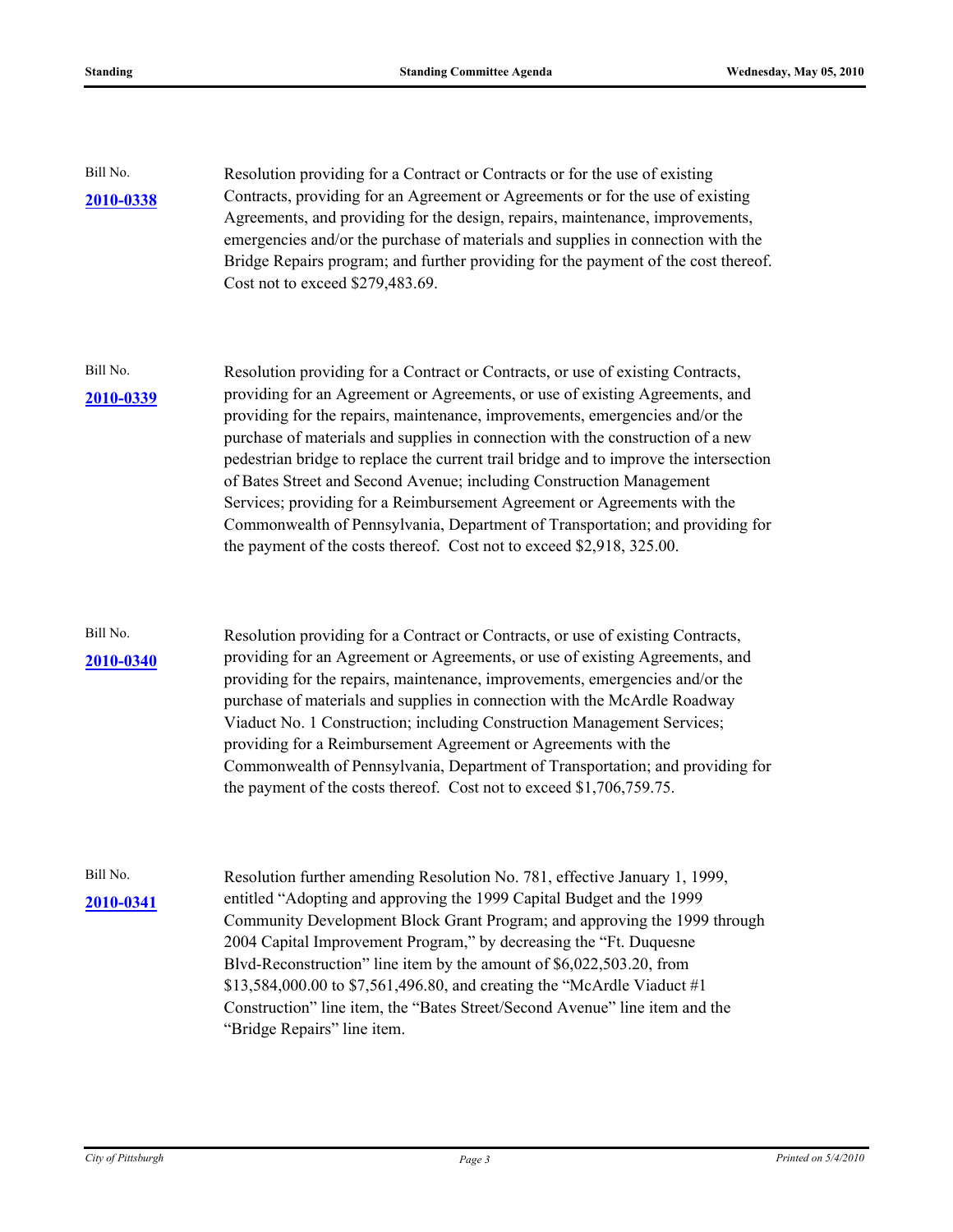Bill No. **2010-0338**

Resolution providing for a Contract or Contracts or for the use of existing Contracts, providing for an Agreement or Agreements or for the use of existing Agreements, and providing for the design, repairs, maintenance, improvements, emergencies and/or the purchase of materials and supplies in connection with the Bridge Repairs program; and further providing for the payment of the cost thereof. Cost not to exceed $279,483.69.

Bill No. **2010-0339**

Resolution providing for a Contract or Contracts, or use of existing Contracts, providing for an Agreement or Agreements, or use of existing Agreements, and providing for the repairs, maintenance, improvements, emergencies and/or the purchase of materials and supplies in connection with the construction of a new pedestrian bridge to replace the current trail bridge and to improve the intersection of Bates Street and Second Avenue; including Construction Management Services; providing for a Reimbursement Agreement or Agreements with the Commonwealth of Pennsylvania, Department of Transportation; and providing for the payment of the costs thereof. Cost not to exceed $2,918, 325.00.

Bill No. **2010-0340**

Resolution providing for a Contract or Contracts, or use of existing Contracts, providing for an Agreement or Agreements, or use of existing Agreements, and providing for the repairs, maintenance, improvements, emergencies and/or the purchase of materials and supplies in connection with the McArdle Roadway Viaduct No. 1 Construction; including Construction Management Services; providing for a Reimbursement Agreement or Agreements with the Commonwealth of Pennsylvania, Department of Transportation; and providing for the payment of the costs thereof. Cost not to exceed $1,706,759.75.

Bill No. **2010-0341**

Resolution further amending Resolution No. 781, effective January 1, 1999, entitled "Adopting and approving the 1999 Capital Budget and the 1999 Community Development Block Grant Program; and approving the 1999 through 2004 Capital Improvement Program," by decreasing the "Ft. Duquesne Blvd-Reconstruction" line item by the amount of $6,022,503.20, from $13,584,000.00 to $7,561,496.80, and creating the "McArdle Viaduct #1 Construction" line item, the "Bates Street/Second Avenue" line item and the "Bridge Repairs" line item.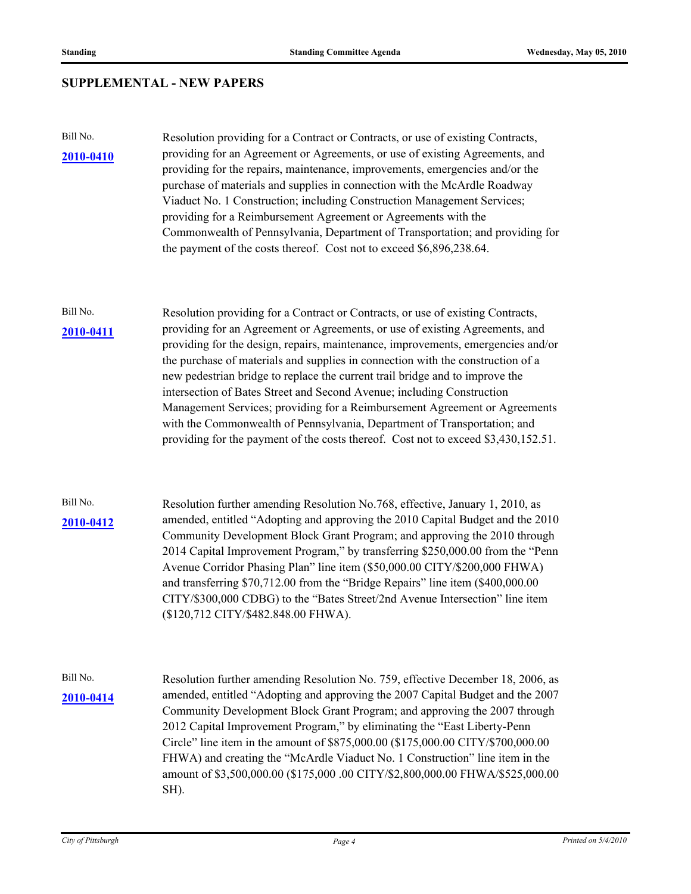## SUPPLEMENTAL - NEW PAPERS

Bill No. **2010-0410**

Resolution providing for a Contract or Contracts, or use of existing Contracts, providing for an Agreement or Agreements, or use of existing Agreements, and providing for the repairs, maintenance, improvements, emergencies and/or the purchase of materials and supplies in connection with the McArdle Roadway Viaduct No. 1 Construction; including Construction Management Services; providing for a Reimbursement Agreement or Agreements with the Commonwealth of Pennsylvania, Department of Transportation; and providing for the payment of the costs thereof. Cost not to exceed $6,896,238.64.

Bill No. **2010-0411**

Resolution providing for a Contract or Contracts, or use of existing Contracts, providing for an Agreement or Agreements, or use of existing Agreements, and providing for the design, repairs, maintenance, improvements, emergencies and/or the purchase of materials and supplies in connection with the construction of a new pedestrian bridge to replace the current trail bridge and to improve the intersection of Bates Street and Second Avenue; including Construction Management Services; providing for a Reimbursement Agreement or Agreements with the Commonwealth of Pennsylvania, Department of Transportation; and providing for the payment of the costs thereof. Cost not to exceed $3,430,152.51.

Bill No. **2010-0412**

Resolution further amending Resolution No.768, effective, January 1, 2010, as amended, entitled "Adopting and approving the 2010 Capital Budget and the 2010 Community Development Block Grant Program; and approving the 2010 through 2014 Capital Improvement Program," by transferring $250,000.00 from the "Penn Avenue Corridor Phasing Plan" line item ($50,000.00 CITY/$200,000 FHWA) and transferring $70,712.00 from the "Bridge Repairs" line item ($400,000.00 CITY/$300,000 CDBG) to the "Bates Street/2nd Avenue Intersection" line item ($120,712 CITY/$482.848.00 FHWA).

Bill No. **2010-0414**

Resolution further amending Resolution No. 759, effective December 18, 2006, as amended, entitled "Adopting and approving the 2007 Capital Budget and the 2007 Community Development Block Grant Program; and approving the 2007 through 2012 Capital Improvement Program," by eliminating the "East Liberty-Penn Circle" line item in the amount of $875,000.00 ($175,000.00 CITY/$700,000.00 FHWA) and creating the "McArdle Viaduct No. 1 Construction" line item in the amount of $3,500,000.00 ($175,000 .00 CITY/$2,800,000.00 FHWA/$525,000.00 SH).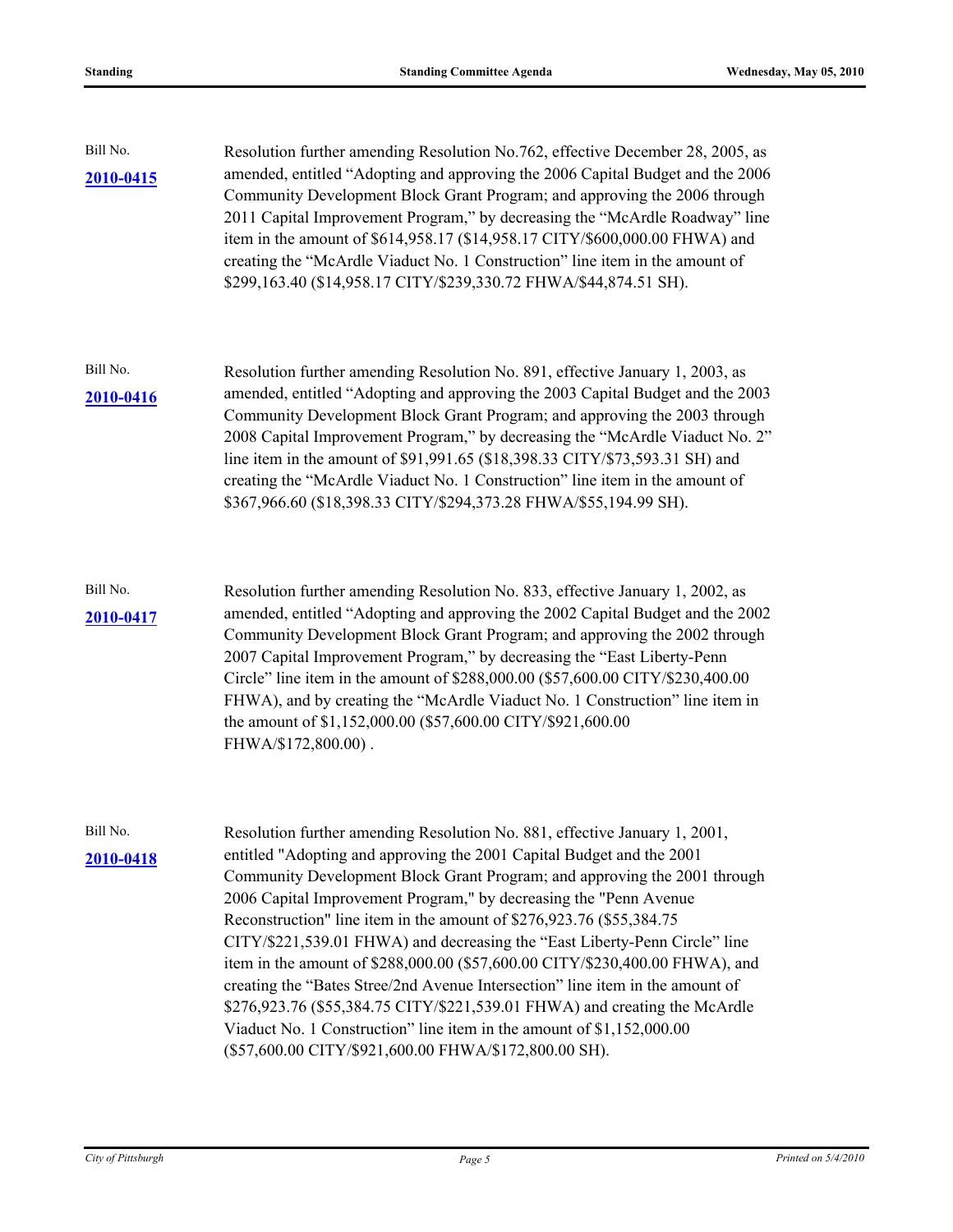Bill No.

**2010-0415**

Resolution further amending Resolution No.762, effective December 28, 2005, as amended, entitled "Adopting and approving the 2006 Capital Budget and the 2006 Community Development Block Grant Program; and approving the 2006 through 2011 Capital Improvement Program," by decreasing the "McArdle Roadway" line item in the amount of $614,958.17 ($14,958.17 CITY/$600,000.00 FHWA) and creating the "McArdle Viaduct No. 1 Construction" line item in the amount of $299,163.40 ($14,958.17 CITY/$239,330.72 FHWA/$44,874.51 SH).

Bill No.

**2010-0416**

Resolution further amending Resolution No. 891, effective January 1, 2003, as amended, entitled "Adopting and approving the 2003 Capital Budget and the 2003 Community Development Block Grant Program; and approving the 2003 through 2008 Capital Improvement Program," by decreasing the "McArdle Viaduct No. 2" line item in the amount of $91,991.65 ($18,398.33 CITY/$73,593.31 SH) and creating the "McArdle Viaduct No. 1 Construction" line item in the amount of $367,966.60 ($18,398.33 CITY/$294,373.28 FHWA/$55,194.99 SH).

Bill No.

**2010-0417**

Resolution further amending Resolution No. 833, effective January 1, 2002, as amended, entitled "Adopting and approving the 2002 Capital Budget and the 2002 Community Development Block Grant Program; and approving the 2002 through 2007 Capital Improvement Program," by decreasing the "East Liberty-Penn Circle" line item in the amount of $288,000.00 ($57,600.00 CITY/$230,400.00 FHWA), and by creating the "McArdle Viaduct No. 1 Construction" line item in the amount of $1,152,000.00 ($57,600.00 CITY/$921,600.00 FHWA/$172,800.00) .

Bill No.

**2010-0418**

Resolution further amending Resolution No. 881, effective January 1, 2001, entitled "Adopting and approving the 2001 Capital Budget and the 2001 Community Development Block Grant Program; and approving the 2001 through 2006 Capital Improvement Program," by decreasing the "Penn Avenue Reconstruction" line item in the amount of $276,923.76 ($55,384.75 CITY/$221,539.01 FHWA) and decreasing the "East Liberty-Penn Circle" line item in the amount of $288,000.00 ($57,600.00 CITY/$230,400.00 FHWA), and creating the "Bates Stree/2nd Avenue Intersection" line item in the amount of $276,923.76 ($55,384.75 CITY/$221,539.01 FHWA) and creating the McArdle Viaduct No. 1 Construction" line item in the amount of $1,152,000.00 ($57,600.00 CITY/$921,600.00 FHWA/$172,800.00 SH).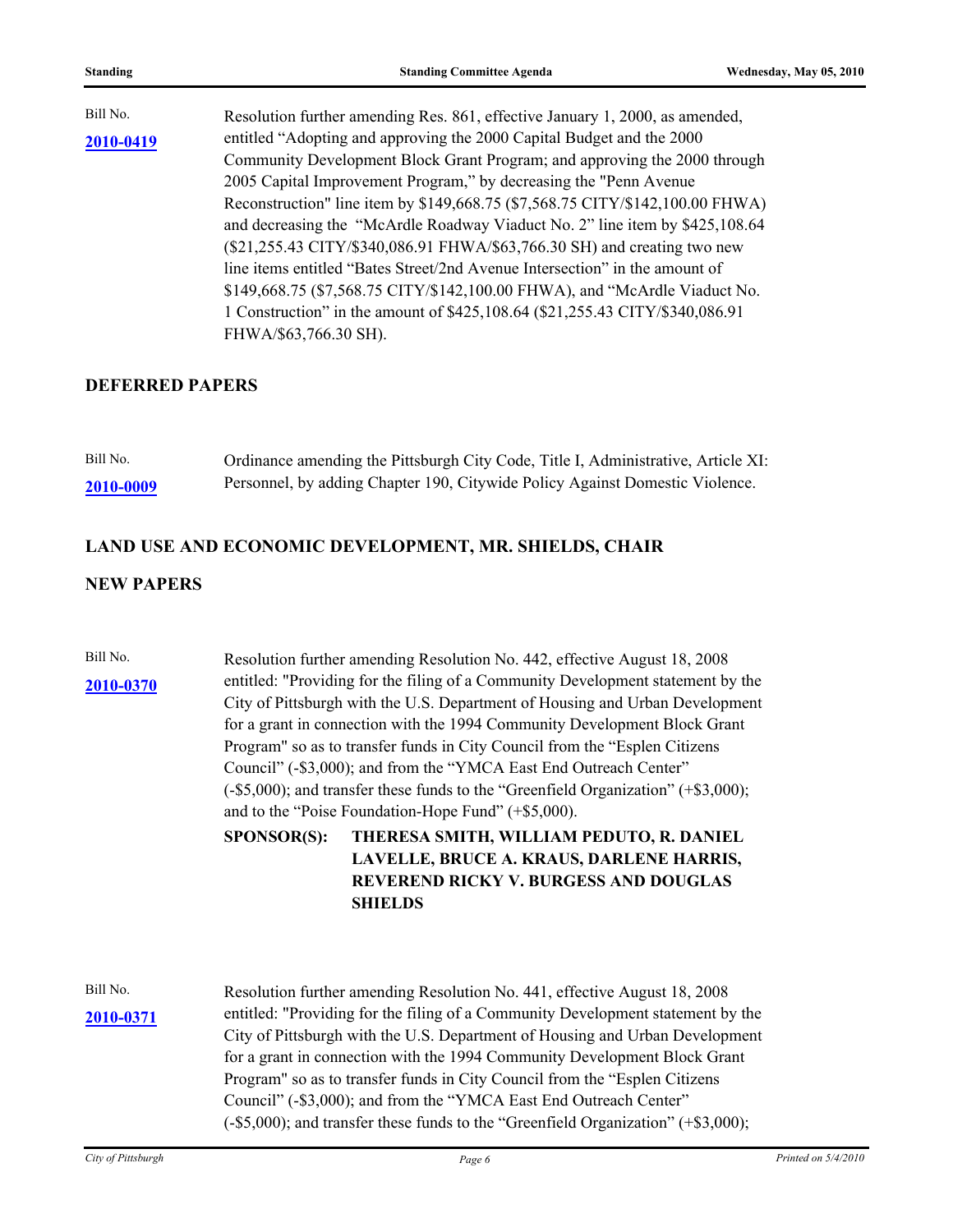Bill No.
**2010-0419**

Resolution further amending Res. 861, effective January 1, 2000, as amended, entitled "Adopting and approving the 2000 Capital Budget and the 2000 Community Development Block Grant Program; and approving the 2000 through 2005 Capital Improvement Program," by decreasing the "Penn Avenue Reconstruction" line item by $149,668.75 ($7,568.75 CITY/$142,100.00 FHWA) and decreasing the "McArdle Roadway Viaduct No. 2" line item by $425,108.64 ($21,255.43 CITY/$340,086.91 FHWA/$63,766.30 SH) and creating two new line items entitled "Bates Street/2nd Avenue Intersection" in the amount of $149,668.75 ($7,568.75 CITY/$142,100.00 FHWA), and "McArdle Viaduct No. 1 Construction" in the amount of $425,108.64 ($21,255.43 CITY/$340,086.91 FHWA/$63,766.30 SH).

## DEFERRED PAPERS

Bill No.
**2010-0009**

Ordinance amending the Pittsburgh City Code, Title I, Administrative, Article XI: Personnel, by adding Chapter 190, Citywide Policy Against Domestic Violence.

## LAND USE AND ECONOMIC DEVELOPMENT, MR. SHIELDS, CHAIR

## NEW PAPERS

Bill No.
**2010-0370**

Resolution further amending Resolution No. 442, effective August 18, 2008 entitled: "Providing for the filing of a Community Development statement by the City of Pittsburgh with the U.S. Department of Housing and Urban Development for a grant in connection with the 1994 Community Development Block Grant Program" so as to transfer funds in City Council from the "Esplen Citizens Council" (-$3,000); and from the "YMCA East End Outreach Center" (-$5,000); and transfer these funds to the "Greenfield Organization" (+$3,000); and to the "Poise Foundation-Hope Fund" (+$5,000).

**SPONSOR(S): THERESA SMITH, WILLIAM PEDUTO, R. DANIEL LAVELLE, BRUCE A. KRAUS, DARLENE HARRIS, REVEREND RICKY V. BURGESS AND DOUGLAS SHIELDS**

Bill No.
**2010-0371**

Resolution further amending Resolution No. 441, effective August 18, 2008 entitled: "Providing for the filing of a Community Development statement by the City of Pittsburgh with the U.S. Department of Housing and Urban Development for a grant in connection with the 1994 Community Development Block Grant Program" so as to transfer funds in City Council from the "Esplen Citizens Council" (-$3,000); and from the "YMCA East End Outreach Center" (-$5,000); and transfer these funds to the "Greenfield Organization" (+$3,000);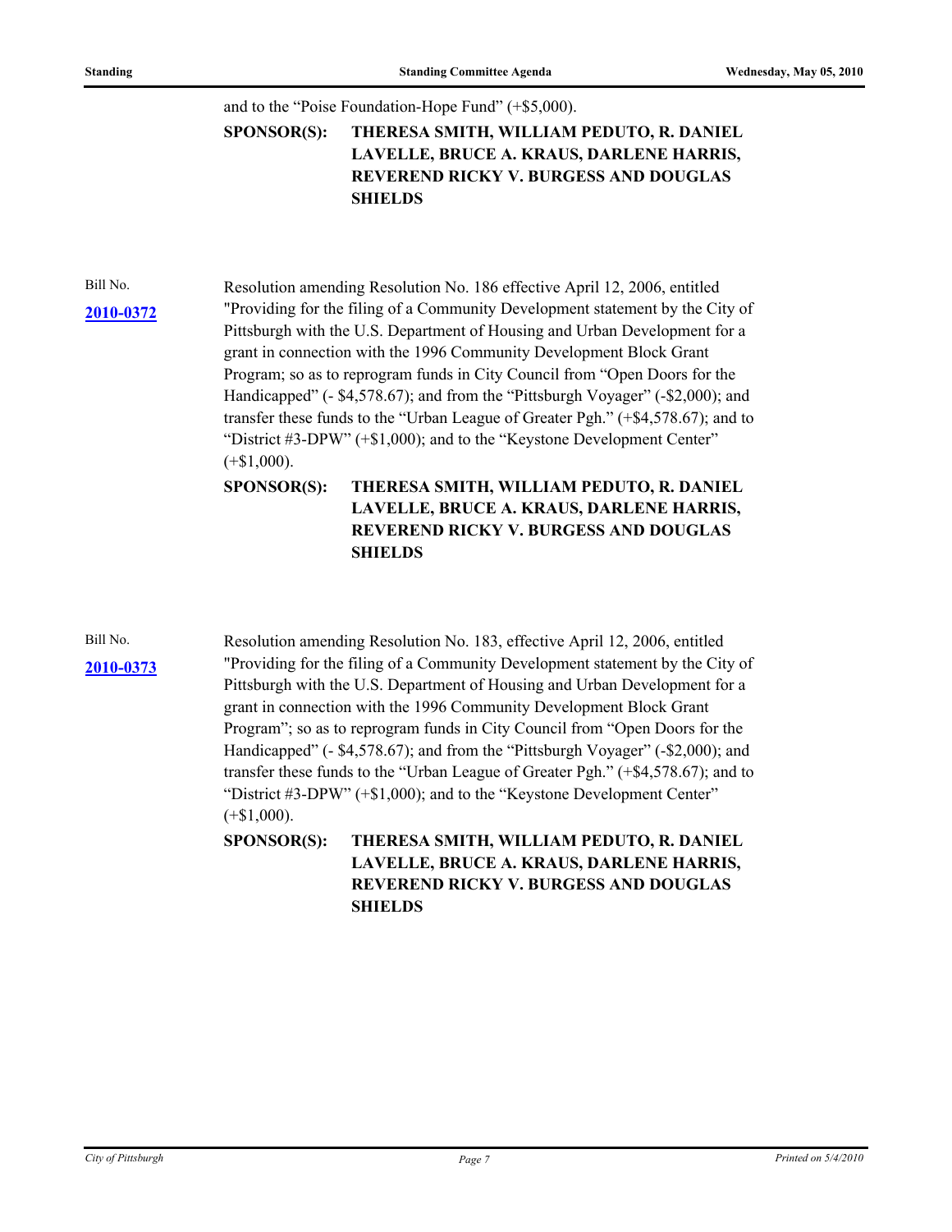and to the "Poise Foundation-Hope Fund" (+$5,000).

**SPONSOR(S): THERESA SMITH, WILLIAM PEDUTO, R. DANIEL LAVELLE, BRUCE A. KRAUS, DARLENE HARRIS, REVEREND RICKY V. BURGESS AND DOUGLAS SHIELDS**

Bill No. **2010-0372**

Resolution amending Resolution No. 186 effective April 12, 2006, entitled "Providing for the filing of a Community Development statement by the City of Pittsburgh with the U.S. Department of Housing and Urban Development for a grant in connection with the 1996 Community Development Block Grant Program; so as to reprogram funds in City Council from "Open Doors for the Handicapped" (- $4,578.67); and from the "Pittsburgh Voyager" (-$2,000); and transfer these funds to the "Urban League of Greater Pgh." (+$4,578.67); and to "District #3-DPW" (+$1,000); and to the "Keystone Development Center" (+$1,000).

**SPONSOR(S): THERESA SMITH, WILLIAM PEDUTO, R. DANIEL LAVELLE, BRUCE A. KRAUS, DARLENE HARRIS, REVEREND RICKY V. BURGESS AND DOUGLAS SHIELDS**

Bill No. **2010-0373**

Resolution amending Resolution No. 183, effective April 12, 2006, entitled "Providing for the filing of a Community Development statement by the City of Pittsburgh with the U.S. Department of Housing and Urban Development for a grant in connection with the 1996 Community Development Block Grant Program"; so as to reprogram funds in City Council from "Open Doors for the Handicapped" (- $4,578.67); and from the "Pittsburgh Voyager" (-$2,000); and transfer these funds to the "Urban League of Greater Pgh." (+$4,578.67); and to "District #3-DPW" (+$1,000); and to the "Keystone Development Center" (+$1,000).

**SPONSOR(S): THERESA SMITH, WILLIAM PEDUTO, R. DANIEL LAVELLE, BRUCE A. KRAUS, DARLENE HARRIS, REVEREND RICKY V. BURGESS AND DOUGLAS SHIELDS**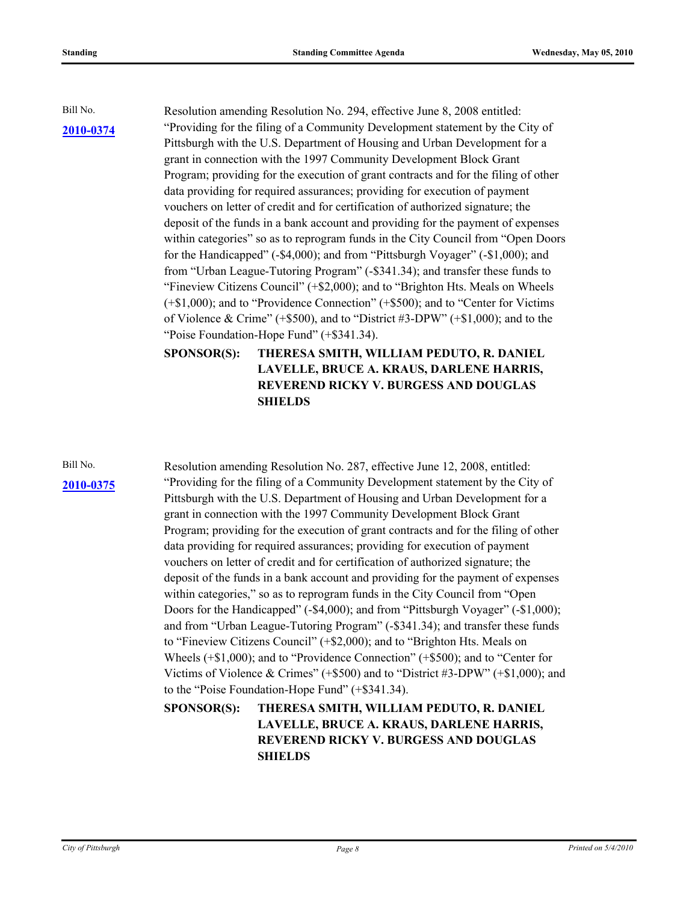Bill No.

**2010-0374**

Resolution amending Resolution No. 294, effective June 8, 2008 entitled: "Providing for the filing of a Community Development statement by the City of Pittsburgh with the U.S. Department of Housing and Urban Development for a grant in connection with the 1997 Community Development Block Grant Program; providing for the execution of grant contracts and for the filing of other data providing for required assurances; providing for execution of payment vouchers on letter of credit and for certification of authorized signature; the deposit of the funds in a bank account and providing for the payment of expenses within categories" so as to reprogram funds in the City Council from "Open Doors for the Handicapped" (-$4,000); and from "Pittsburgh Voyager" (-$1,000); and from "Urban League-Tutoring Program" (-$341.34); and transfer these funds to "Fineview Citizens Council" (+$2,000); and to "Brighton Hts. Meals on Wheels (+$1,000); and to "Providence Connection" (+$500); and to "Center for Victims of Violence & Crime" (+$500), and to "District #3-DPW" (+$1,000); and to the "Poise Foundation-Hope Fund" (+$341.34).

**SPONSOR(S): THERESA SMITH, WILLIAM PEDUTO, R. DANIEL LAVELLE, BRUCE A. KRAUS, DARLENE HARRIS, REVEREND RICKY V. BURGESS AND DOUGLAS SHIELDS**

Bill No.

**2010-0375**

Resolution amending Resolution No. 287, effective June 12, 2008, entitled: "Providing for the filing of a Community Development statement by the City of Pittsburgh with the U.S. Department of Housing and Urban Development for a grant in connection with the 1997 Community Development Block Grant Program; providing for the execution of grant contracts and for the filing of other data providing for required assurances; providing for execution of payment vouchers on letter of credit and for certification of authorized signature; the deposit of the funds in a bank account and providing for the payment of expenses within categories," so as to reprogram funds in the City Council from "Open Doors for the Handicapped" (-$4,000); and from "Pittsburgh Voyager" (-$1,000); and from "Urban League-Tutoring Program" (-$341.34); and transfer these funds to "Fineview Citizens Council" (+$2,000); and to "Brighton Hts. Meals on Wheels (+$1,000); and to "Providence Connection" (+$500); and to "Center for Victims of Violence & Crimes" (+$500) and to "District #3-DPW" (+$1,000); and to the "Poise Foundation-Hope Fund" (+$341.34).

**SPONSOR(S): THERESA SMITH, WILLIAM PEDUTO, R. DANIEL LAVELLE, BRUCE A. KRAUS, DARLENE HARRIS, REVEREND RICKY V. BURGESS AND DOUGLAS SHIELDS**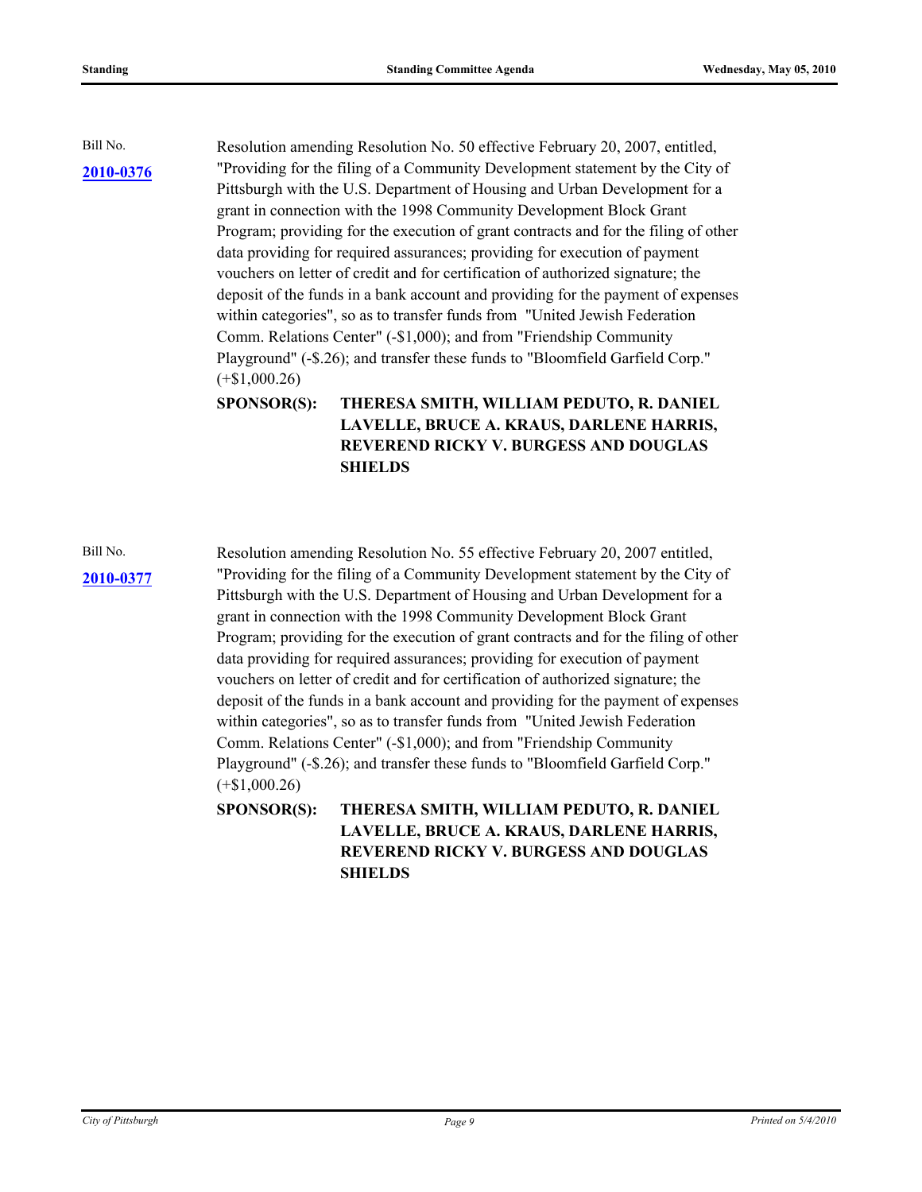Bill No.

**2010-0376**

Resolution amending Resolution No. 50 effective February 20, 2007, entitled, "Providing for the filing of a Community Development statement by the City of Pittsburgh with the U.S. Department of Housing and Urban Development for a grant in connection with the 1998 Community Development Block Grant Program; providing for the execution of grant contracts and for the filing of other data providing for required assurances; providing for execution of payment vouchers on letter of credit and for certification of authorized signature; the deposit of the funds in a bank account and providing for the payment of expenses within categories", so as to transfer funds from "United Jewish Federation Comm. Relations Center" (-$1,000); and from "Friendship Community Playground" (-$.26); and transfer these funds to "Bloomfield Garfield Corp." (+$1,000.26)

**SPONSOR(S): THERESA SMITH, WILLIAM PEDUTO, R. DANIEL LAVELLE, BRUCE A. KRAUS, DARLENE HARRIS, REVEREND RICKY V. BURGESS AND DOUGLAS SHIELDS**

Bill No.

**2010-0377**

Resolution amending Resolution No. 55 effective February 20, 2007 entitled, "Providing for the filing of a Community Development statement by the City of Pittsburgh with the U.S. Department of Housing and Urban Development for a grant in connection with the 1998 Community Development Block Grant Program; providing for the execution of grant contracts and for the filing of other data providing for required assurances; providing for execution of payment vouchers on letter of credit and for certification of authorized signature; the deposit of the funds in a bank account and providing for the payment of expenses within categories", so as to transfer funds from "United Jewish Federation Comm. Relations Center" (-$1,000); and from "Friendship Community Playground" (-$.26); and transfer these funds to "Bloomfield Garfield Corp." (+$1,000.26)

**SPONSOR(S): THERESA SMITH, WILLIAM PEDUTO, R. DANIEL LAVELLE, BRUCE A. KRAUS, DARLENE HARRIS, REVEREND RICKY V. BURGESS AND DOUGLAS SHIELDS**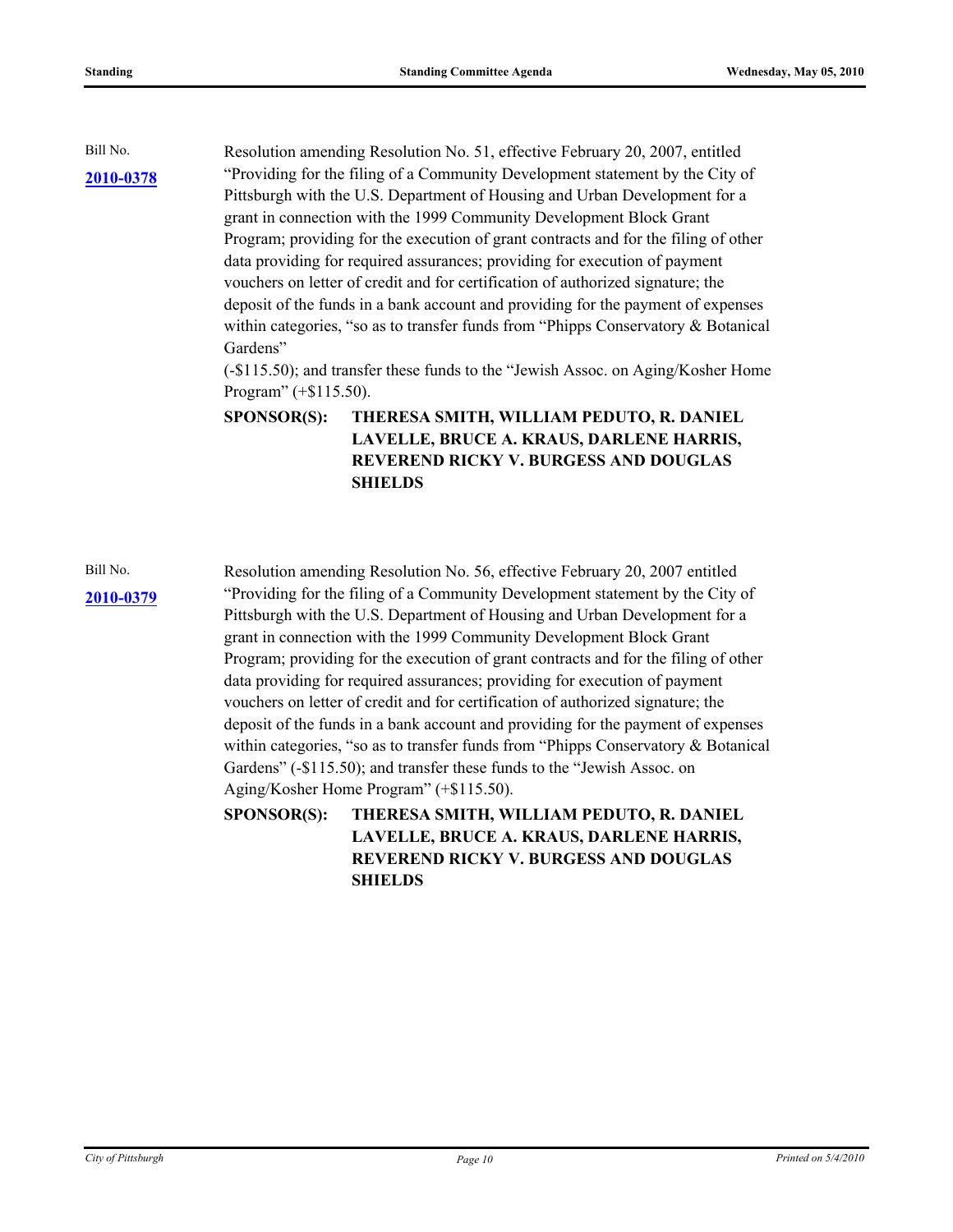Bill No.

**2010-0378**

Resolution amending Resolution No. 51, effective February 20, 2007, entitled "Providing for the filing of a Community Development statement by the City of Pittsburgh with the U.S. Department of Housing and Urban Development for a grant in connection with the 1999 Community Development Block Grant Program; providing for the execution of grant contracts and for the filing of other data providing for required assurances; providing for execution of payment vouchers on letter of credit and for certification of authorized signature; the deposit of the funds in a bank account and providing for the payment of expenses within categories, "so as to transfer funds from "Phipps Conservatory & Botanical Gardens"
(-$115.50); and transfer these funds to the "Jewish Assoc. on Aging/Kosher Home Program" (+$115.50).

**SPONSOR(S): THERESA SMITH, WILLIAM PEDUTO, R. DANIEL LAVELLE, BRUCE A. KRAUS, DARLENE HARRIS, REVEREND RICKY V. BURGESS AND DOUGLAS SHIELDS**

Bill No.

**2010-0379**

Resolution amending Resolution No. 56, effective February 20, 2007 entitled "Providing for the filing of a Community Development statement by the City of Pittsburgh with the U.S. Department of Housing and Urban Development for a grant in connection with the 1999 Community Development Block Grant Program; providing for the execution of grant contracts and for the filing of other data providing for required assurances; providing for execution of payment vouchers on letter of credit and for certification of authorized signature; the deposit of the funds in a bank account and providing for the payment of expenses within categories, "so as to transfer funds from "Phipps Conservatory & Botanical Gardens" (-$115.50); and transfer these funds to the "Jewish Assoc. on Aging/Kosher Home Program" (+$115.50).

**SPONSOR(S): THERESA SMITH, WILLIAM PEDUTO, R. DANIEL LAVELLE, BRUCE A. KRAUS, DARLENE HARRIS, REVEREND RICKY V. BURGESS AND DOUGLAS SHIELDS**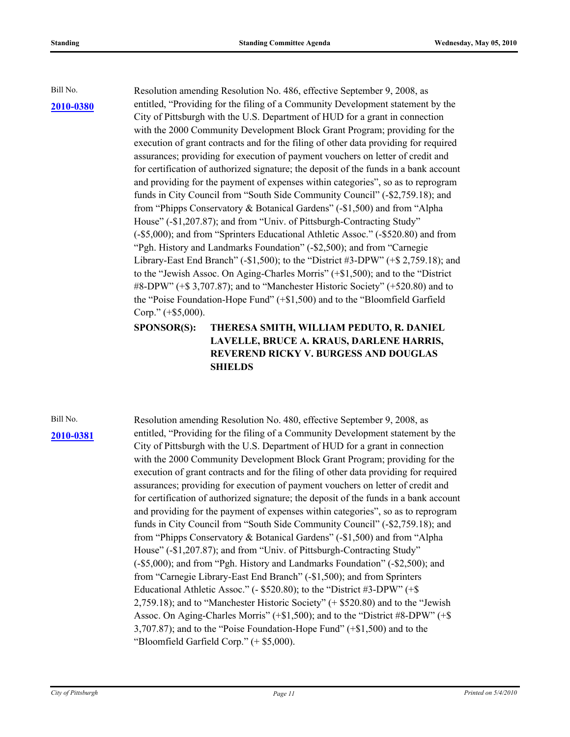Bill No.

**2010-0380**

Resolution amending Resolution No. 486, effective September 9, 2008, as entitled, "Providing for the filing of a Community Development statement by the City of Pittsburgh with the U.S. Department of HUD for a grant in connection with the 2000 Community Development Block Grant Program; providing for the execution of grant contracts and for the filing of other data providing for required assurances; providing for execution of payment vouchers on letter of credit and for certification of authorized signature; the deposit of the funds in a bank account and providing for the payment of expenses within categories", so as to reprogram funds in City Council from "South Side Community Council" (-$2,759.18); and from "Phipps Conservatory & Botanical Gardens" (-$1,500) and from "Alpha House" (-$1,207.87); and from "Univ. of Pittsburgh-Contracting Study" (-$5,000); and from "Sprinters Educational Athletic Assoc." (-$520.80) and from "Pgh. History and Landmarks Foundation" (-$2,500); and from "Carnegie Library-East End Branch" (-$1,500); to the "District #3-DPW" (+$ 2,759.18); and to the "Jewish Assoc. On Aging-Charles Morris" (+$1,500); and to the "District #8-DPW" (+$ 3,707.87); and to "Manchester Historic Society" (+520.80) and to the "Poise Foundation-Hope Fund" (+$1,500) and to the "Bloomfield Garfield Corp." (+$5,000).

**SPONSOR(S): THERESA SMITH, WILLIAM PEDUTO, R. DANIEL LAVELLE, BRUCE A. KRAUS, DARLENE HARRIS, REVEREND RICKY V. BURGESS AND DOUGLAS SHIELDS**

Bill No.

**2010-0381**

Resolution amending Resolution No. 480, effective September 9, 2008, as entitled, "Providing for the filing of a Community Development statement by the City of Pittsburgh with the U.S. Department of HUD for a grant in connection with the 2000 Community Development Block Grant Program; providing for the execution of grant contracts and for the filing of other data providing for required assurances; providing for execution of payment vouchers on letter of credit and for certification of authorized signature; the deposit of the funds in a bank account and providing for the payment of expenses within categories", so as to reprogram funds in City Council from "South Side Community Council" (-$2,759.18); and from "Phipps Conservatory & Botanical Gardens" (-$1,500) and from "Alpha House" (-$1,207.87); and from "Univ. of Pittsburgh-Contracting Study" (-$5,000); and from "Pgh. History and Landmarks Foundation" (-$2,500); and from "Carnegie Library-East End Branch" (-$1,500); and from Sprinters Educational Athletic Assoc." (- $520.80); to the "District #3-DPW" (+$ 2,759.18); and to "Manchester Historic Society" (+ $520.80) and to the "Jewish Assoc. On Aging-Charles Morris" (+$1,500); and to the "District #8-DPW" (+$ 3,707.87); and to the "Poise Foundation-Hope Fund" (+$1,500) and to the "Bloomfield Garfield Corp." (+ $5,000).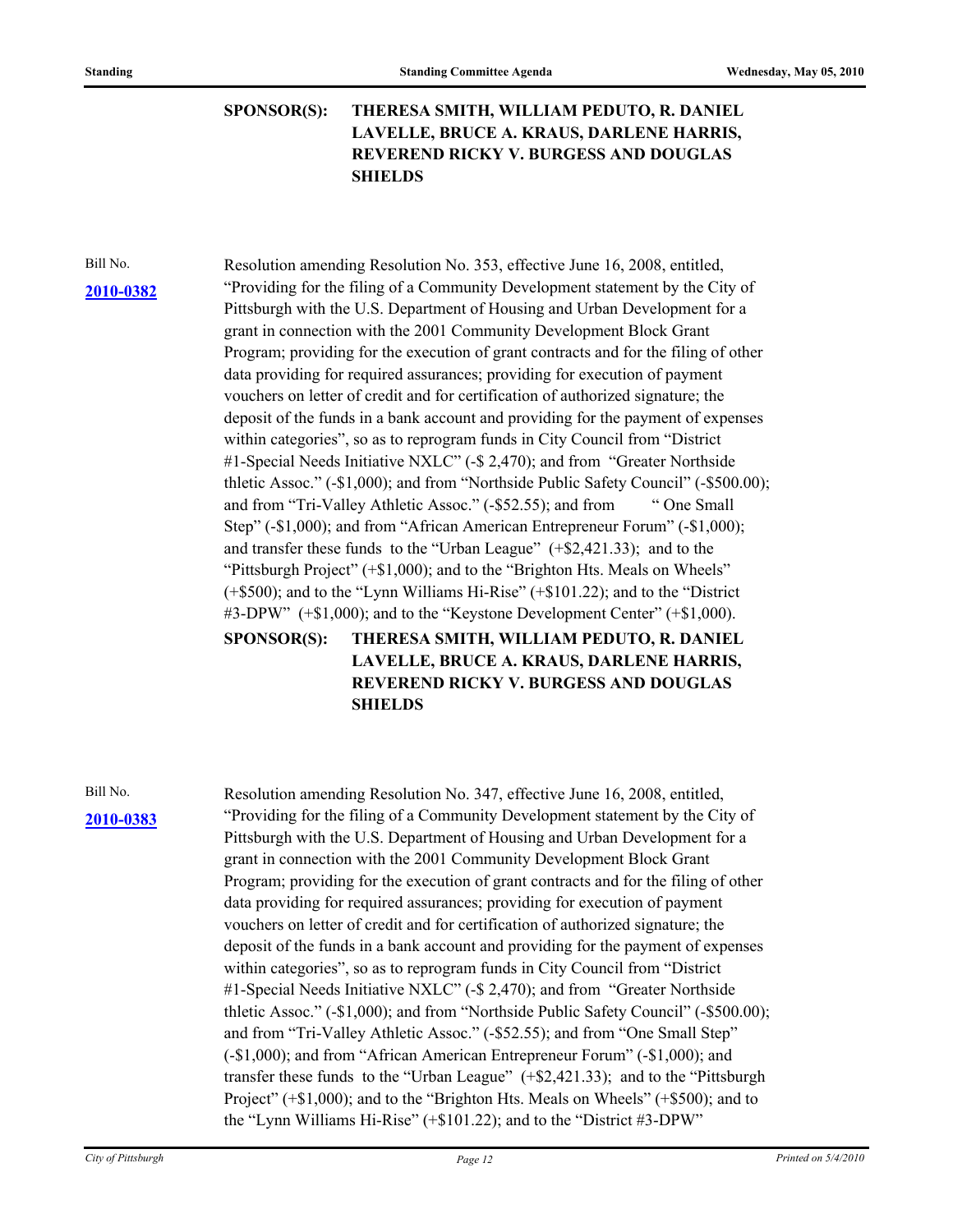**SPONSOR(S): THERESA SMITH, WILLIAM PEDUTO, R. DANIEL LAVELLE, BRUCE A. KRAUS, DARLENE HARRIS, REVEREND RICKY V. BURGESS AND DOUGLAS SHIELDS**

Bill No.
**2010-0382**

Resolution amending Resolution No. 353, effective June 16, 2008, entitled, “Providing for the filing of a Community Development statement by the City of Pittsburgh with the U.S. Department of Housing and Urban Development for a grant in connection with the 2001 Community Development Block Grant Program; providing for the execution of grant contracts and for the filing of other data providing for required assurances; providing for execution of payment vouchers on letter of credit and for certification of authorized signature; the deposit of the funds in a bank account and providing for the payment of expenses within categories”, so as to reprogram funds in City Council from “District #1-Special Needs Initiative NXLC” (-$ 2,470); and from “Greater Northside thletic Assoc.” (-$1,000); and from “Northside Public Safety Council” (-$500.00); and from “Tri-Valley Athletic Assoc.” (-$52.55); and from “ One Small Step” (-$1,000); and from “African American Entrepreneur Forum” (-$1,000); and transfer these funds to the “Urban League” (+$2,421.33); and to the “Pittsburgh Project” (+$1,000); and to the “Brighton Hts. Meals on Wheels” (+$500); and to the “Lynn Williams Hi-Rise” (+$101.22); and to the “District #3-DPW” (+$1,000); and to the “Keystone Development Center” (+$1,000).

**SPONSOR(S): THERESA SMITH, WILLIAM PEDUTO, R. DANIEL LAVELLE, BRUCE A. KRAUS, DARLENE HARRIS, REVEREND RICKY V. BURGESS AND DOUGLAS SHIELDS**

Bill No.
**2010-0383**

Resolution amending Resolution No. 347, effective June 16, 2008, entitled, “Providing for the filing of a Community Development statement by the City of Pittsburgh with the U.S. Department of Housing and Urban Development for a grant in connection with the 2001 Community Development Block Grant Program; providing for the execution of grant contracts and for the filing of other data providing for required assurances; providing for execution of payment vouchers on letter of credit and for certification of authorized signature; the deposit of the funds in a bank account and providing for the payment of expenses within categories”, so as to reprogram funds in City Council from “District #1-Special Needs Initiative NXLC” (-$ 2,470); and from “Greater Northside thletic Assoc.” (-$1,000); and from “Northside Public Safety Council” (-$500.00); and from “Tri-Valley Athletic Assoc.” (-$52.55); and from “One Small Step” (-$1,000); and from “African American Entrepreneur Forum” (-$1,000); and transfer these funds to the “Urban League” (+$2,421.33); and to the “Pittsburgh Project” (+$1,000); and to the “Brighton Hts. Meals on Wheels” (+$500); and to the “Lynn Williams Hi-Rise” (+$101.22); and to the “District #3-DPW”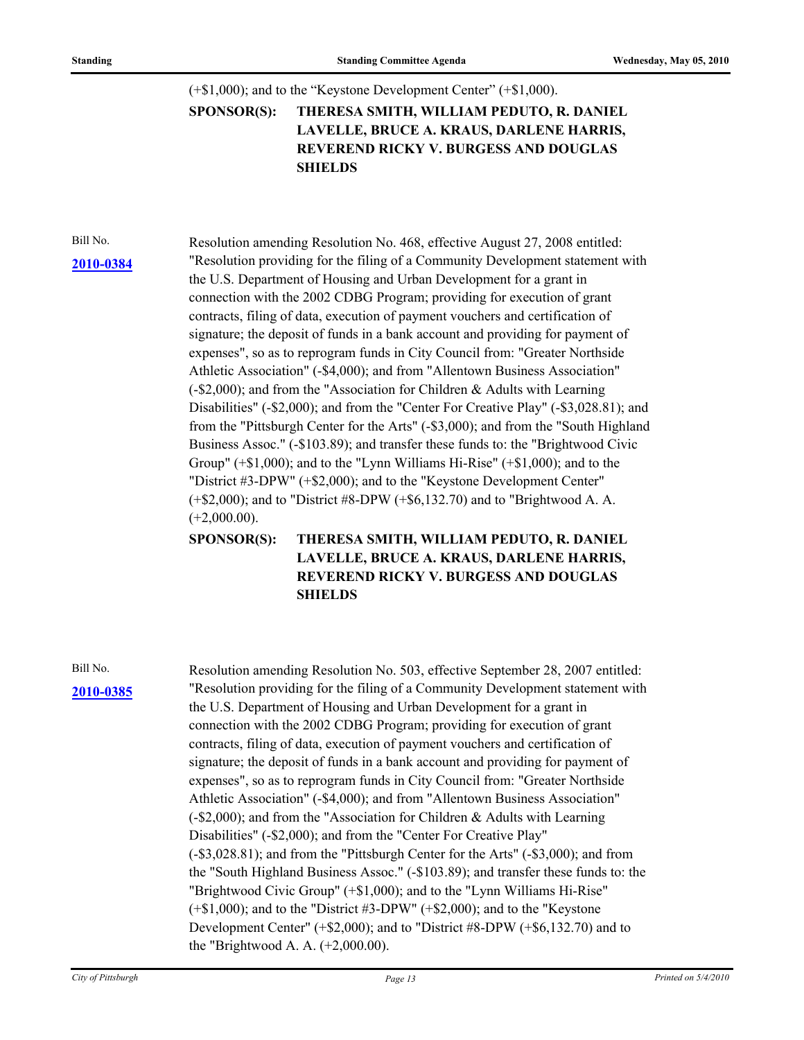(+$1,000); and to the “Keystone Development Center” (+$1,000).

**SPONSOR(S):** **THERESA SMITH, WILLIAM PEDUTO, R. DANIEL LAVELLE, BRUCE A. KRAUS, DARLENE HARRIS, REVEREND RICKY V. BURGESS AND DOUGLAS SHIELDS**

Bill No.

**2010-0384**

Resolution amending Resolution No. 468, effective August 27, 2008 entitled: "Resolution providing for the filing of a Community Development statement with the U.S. Department of Housing and Urban Development for a grant in connection with the 2002 CDBG Program; providing for execution of grant contracts, filing of data, execution of payment vouchers and certification of signature; the deposit of funds in a bank account and providing for payment of expenses", so as to reprogram funds in City Council from: "Greater Northside Athletic Association" (-$4,000); and from "Allentown Business Association" (-$2,000); and from the "Association for Children & Adults with Learning Disabilities" (-$2,000); and from the "Center For Creative Play" (-$3,028.81); and from the "Pittsburgh Center for the Arts" (-$3,000); and from the "South Highland Business Assoc." (-$103.89); and transfer these funds to: the "Brightwood Civic Group" (+$1,000); and to the "Lynn Williams Hi-Rise" (+$1,000); and to the "District #3-DPW" (+$2,000); and to the "Keystone Development Center" (+$2,000); and to "District #8-DPW (+$6,132.70) and to "Brightwood A. A. (+2,000.00).

**SPONSOR(S):** **THERESA SMITH, WILLIAM PEDUTO, R. DANIEL LAVELLE, BRUCE A. KRAUS, DARLENE HARRIS, REVEREND RICKY V. BURGESS AND DOUGLAS SHIELDS**

Bill No.

**2010-0385**

Resolution amending Resolution No. 503, effective September 28, 2007 entitled: "Resolution providing for the filing of a Community Development statement with the U.S. Department of Housing and Urban Development for a grant in connection with the 2002 CDBG Program; providing for execution of grant contracts, filing of data, execution of payment vouchers and certification of signature; the deposit of funds in a bank account and providing for payment of expenses", so as to reprogram funds in City Council from: "Greater Northside Athletic Association" (-$4,000); and from "Allentown Business Association" (-$2,000); and from the "Association for Children & Adults with Learning Disabilities" (-$2,000); and from the "Center For Creative Play" (-$3,028.81); and from the "Pittsburgh Center for the Arts" (-$3,000); and from the "South Highland Business Assoc." (-$103.89); and transfer these funds to: the "Brightwood Civic Group" (+$1,000); and to the "Lynn Williams Hi-Rise" (+$1,000); and to the "District #3-DPW" (+$2,000); and to the "Keystone Development Center" (+$2,000); and to "District #8-DPW (+$6,132.70) and to the "Brightwood A. A. (+2,000.00).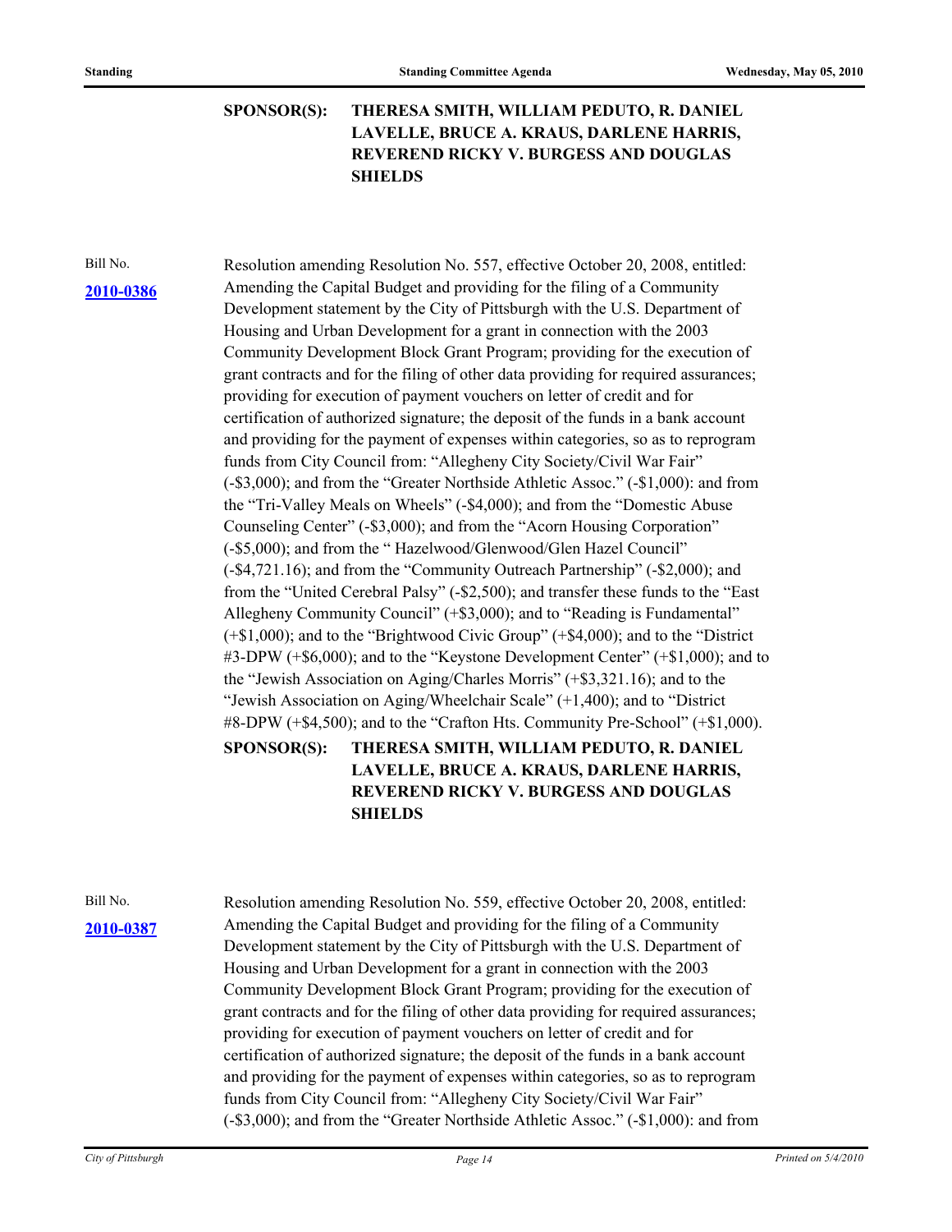**SPONSOR(S): THERESA SMITH, WILLIAM PEDUTO, R. DANIEL LAVELLE, BRUCE A. KRAUS, DARLENE HARRIS, REVEREND RICKY V. BURGESS AND DOUGLAS SHIELDS**

Bill No. **2010-0386**

Resolution amending Resolution No. 557, effective October 20, 2008, entitled: Amending the Capital Budget and providing for the filing of a Community Development statement by the City of Pittsburgh with the U.S. Department of Housing and Urban Development for a grant in connection with the 2003 Community Development Block Grant Program; providing for the execution of grant contracts and for the filing of other data providing for required assurances; providing for execution of payment vouchers on letter of credit and for certification of authorized signature; the deposit of the funds in a bank account and providing for the payment of expenses within categories, so as to reprogram funds from City Council from: "Allegheny City Society/Civil War Fair" (-$3,000); and from the "Greater Northside Athletic Assoc." (-$1,000): and from the "Tri-Valley Meals on Wheels" (-$4,000); and from the "Domestic Abuse Counseling Center" (-$3,000); and from the "Acorn Housing Corporation" (-$5,000); and from the " Hazelwood/Glenwood/Glen Hazel Council" (-$4,721.16); and from the "Community Outreach Partnership" (-$2,000); and from the "United Cerebral Palsy" (-$2,500); and transfer these funds to the "East Allegheny Community Council" (+$3,000); and to "Reading is Fundamental" (+$1,000); and to the "Brightwood Civic Group" (+$4,000); and to the "District #3-DPW (+$6,000); and to the "Keystone Development Center" (+$1,000); and to the "Jewish Association on Aging/Charles Morris" (+$3,321.16); and to the "Jewish Association on Aging/Wheelchair Scale" (+1,400); and to "District #8-DPW (+$4,500); and to the "Crafton Hts. Community Pre-School" (+$1,000).

**SPONSOR(S): THERESA SMITH, WILLIAM PEDUTO, R. DANIEL LAVELLE, BRUCE A. KRAUS, DARLENE HARRIS, REVEREND RICKY V. BURGESS AND DOUGLAS SHIELDS**

Bill No. **2010-0387**

Resolution amending Resolution No. 559, effective October 20, 2008, entitled: Amending the Capital Budget and providing for the filing of a Community Development statement by the City of Pittsburgh with the U.S. Department of Housing and Urban Development for a grant in connection with the 2003 Community Development Block Grant Program; providing for the execution of grant contracts and for the filing of other data providing for required assurances; providing for execution of payment vouchers on letter of credit and for certification of authorized signature; the deposit of the funds in a bank account and providing for the payment of expenses within categories, so as to reprogram funds from City Council from: "Allegheny City Society/Civil War Fair" (-$3,000); and from the "Greater Northside Athletic Assoc." (-$1,000): and from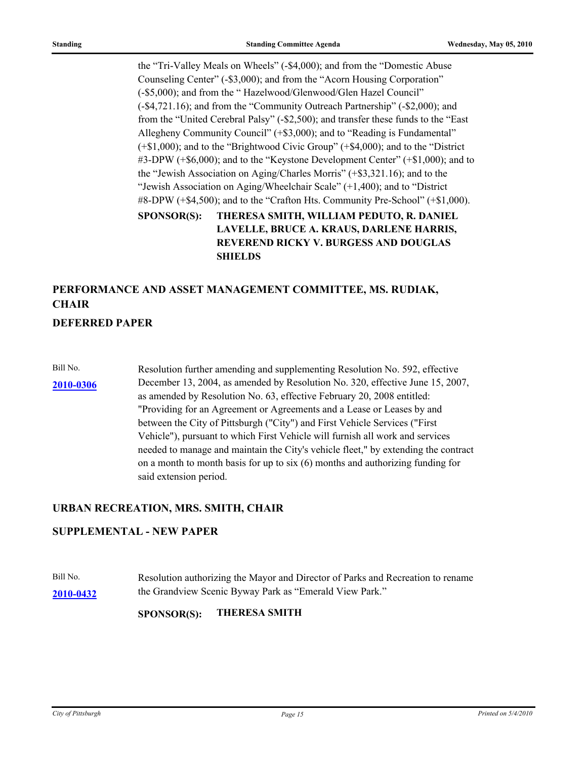the "Tri-Valley Meals on Wheels" (-$4,000); and from the "Domestic Abuse Counseling Center" (-$3,000); and from the "Acorn Housing Corporation" (-$5,000); and from the " Hazelwood/Glenwood/Glen Hazel Council" (-$4,721.16); and from the "Community Outreach Partnership" (-$2,000); and from the "United Cerebral Palsy" (-$2,500); and transfer these funds to the "East Allegheny Community Council" (+$3,000); and to "Reading is Fundamental" (+$1,000); and to the "Brightwood Civic Group" (+$4,000); and to the "District #3-DPW (+$6,000); and to the "Keystone Development Center" (+$1,000); and to the "Jewish Association on Aging/Charles Morris" (+$3,321.16); and to the "Jewish Association on Aging/Wheelchair Scale" (+1,400); and to "District #8-DPW (+$4,500); and to the "Crafton Hts. Community Pre-School" (+$1,000).

**SPONSOR(S): THERESA SMITH, WILLIAM PEDUTO, R. DANIEL LAVELLE, BRUCE A. KRAUS, DARLENE HARRIS, REVEREND RICKY V. BURGESS AND DOUGLAS SHIELDS**

## PERFORMANCE AND ASSET MANAGEMENT COMMITTEE, MS. RUDIAK, CHAIR

### DEFERRED PAPER

Bill No. **2010-0306**

Resolution further amending and supplementing Resolution No. 592, effective December 13, 2004, as amended by Resolution No. 320, effective June 15, 2007, as amended by Resolution No. 63, effective February 20, 2008 entitled: "Providing for an Agreement or Agreements and a Lease or Leases by and between the City of Pittsburgh ("City") and First Vehicle Services ("First Vehicle"), pursuant to which First Vehicle will furnish all work and services needed to manage and maintain the City's vehicle fleet," by extending the contract on a month to month basis for up to six (6) months and authorizing funding for said extension period.

## URBAN RECREATION, MRS. SMITH, CHAIR

### SUPPLEMENTAL - NEW PAPER

Bill No. **2010-0432**

Resolution authorizing the Mayor and Director of Parks and Recreation to rename the Grandview Scenic Byway Park as "Emerald View Park."

**SPONSOR(S): THERESA SMITH**